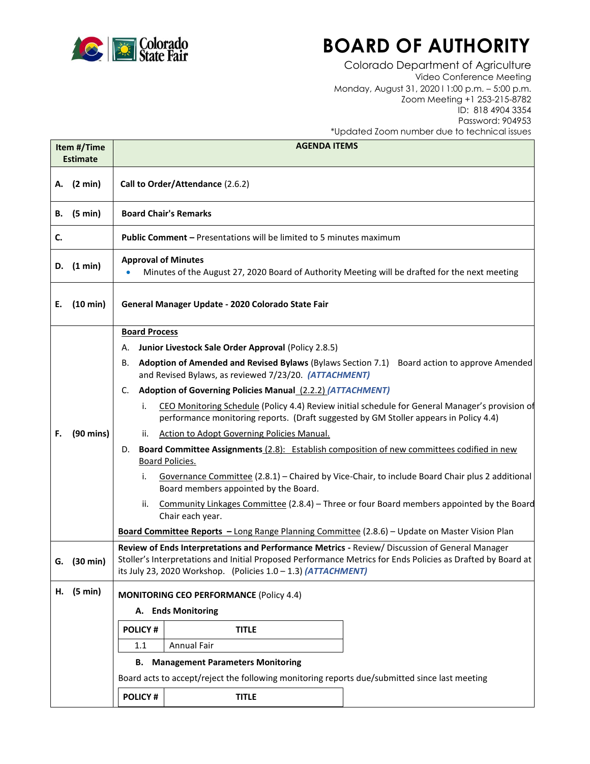# BOARD OF AUTHORITY

Colorado Department of Agriculture
Video Conference Meeting
Monday, August 31, 2020 l 1:00 p.m. – 5:00 p.m.
Zoom Meeting +1 253-215-8782
ID: 818 4904 3354
Password: 904953
*Updated Zoom number due to technical issues

| Item #/Time Estimate | AGENDA ITEMS |
|---|---|
| A. (2 min) | **Call to Order/Attendance** (2.6.2) |
| B. (5 min) | **Board Chair's Remarks** |
| C. | **Public Comment –** Presentations will be limited to 5 minutes maximum |
| D. (1 min) | **Approval of Minutes**<br>• Minutes of the August 27, 2020 Board of Authority Meeting will be drafted for the next meeting |
| E. (10 min) | **General Manager Update - 2020 Colorado State Fair** |
| F. (90 mins) | **Board Process**<br>A. **Junior Livestock Sale Order Approval** (Policy 2.8.5)<br>B. **Adoption of Amended and Revised Bylaws** (Bylaws Section 7.1) Board action to approve Amended and Revised Bylaws, as reviewed 7/23/20. ***(ATTACHMENT)***<br>C. **Adoption of Governing Policies Manual** (2.2.2) ***(ATTACHMENT)***<br>i. CEO Monitoring Schedule (Policy 4.4) Review initial schedule for General Manager's provision of performance monitoring reports. (Draft suggested by GM Stoller appears in Policy 4.4)<br>ii. Action to Adopt Governing Policies Manual.<br>D. **Board Committee Assignments** (2.8): Establish composition of new committees codified in new Board Policies.<br>i. Governance Committee (2.8.1) – Chaired by Vice-Chair, to include Board Chair plus 2 additional Board members appointed by the Board.<br>ii. Community Linkages Committee (2.8.4) – Three or four Board members appointed by the Board Chair each year.<br>**Board Committee Reports – ** Long Range Planning Committee (2.8.6) – Update on Master Vision Plan |
| G. (30 min) | **Review of Ends Interpretations and Performance Metrics -** Review/ Discussion of General Manager Stoller's Interpretations and Initial Proposed Performance Metrics for Ends Policies as Drafted by Board at its July 23, 2020 Workshop. (Policies 1.0 – 1.3) ***(ATTACHMENT)*** |
| H. (5 min) | **MONITORING CEO PERFORMANCE** (Policy 4.4)<br>**A. Ends Monitoring**<br>POLICY # / TITLE: 1.1 – Annual Fair<br>**B. Management Parameters Monitoring**<br>Board acts to accept/reject the following monitoring reports due/submitted since last meeting<br>POLICY # / TITLE |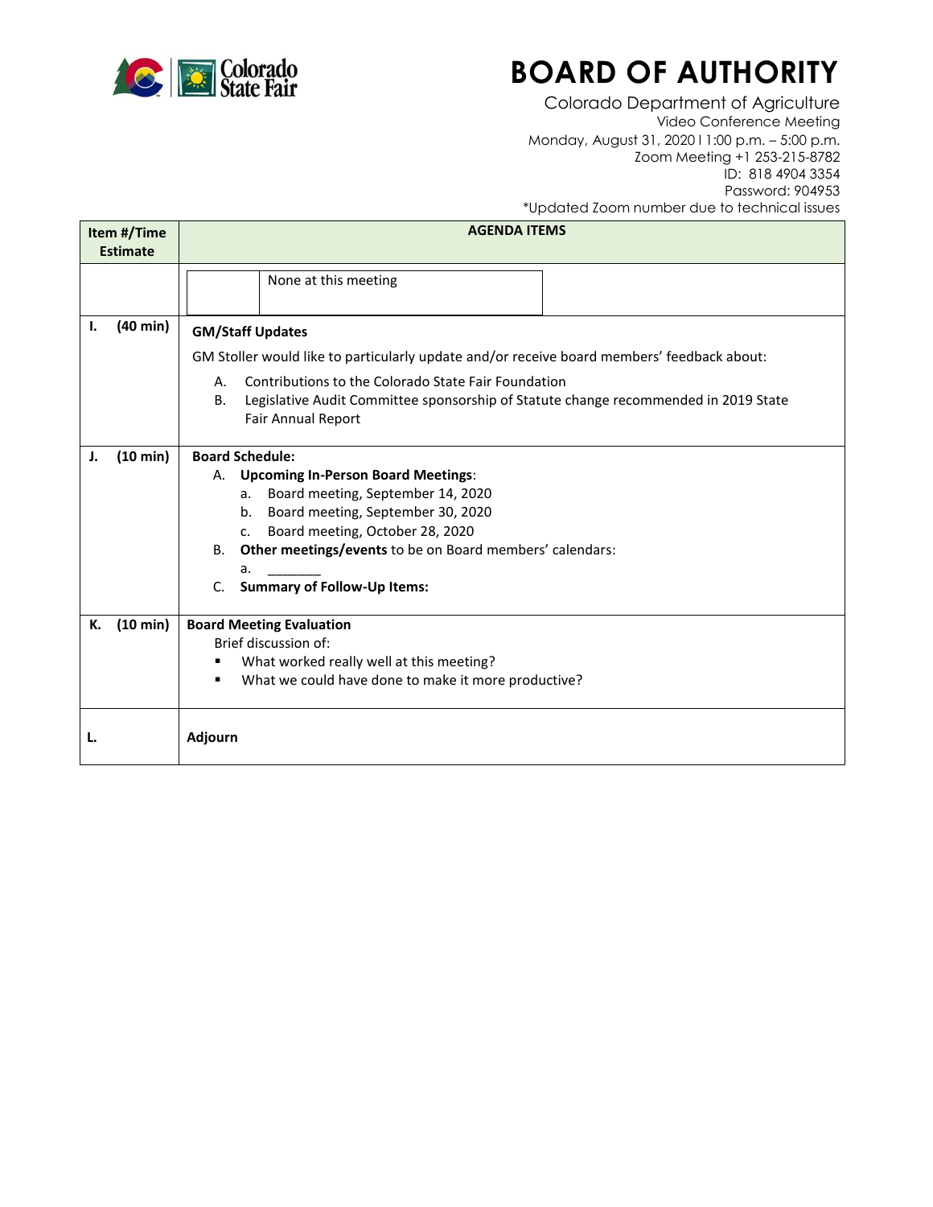# BOARD OF AUTHORITY

Colorado Department of Agriculture
Video Conference Meeting
Monday, August 31, 2020 l 1:00 p.m. – 5:00 p.m.
Zoom Meeting +1 253-215-8782
ID: 818 4904 3354
Password: 904953
*Updated Zoom number due to technical issues

| Item #/Time Estimate | AGENDA ITEMS |
|---|---|
| | None at this meeting |
| **I. (40 min)** | **GM/Staff Updates**<br>GM Stoller would like to particularly update and/or receive board members' feedback about:<br>A. Contributions to the Colorado State Fair Foundation<br>B. Legislative Audit Committee sponsorship of Statute change recommended in 2019 State Fair Annual Report |
| **J. (10 min)** | **Board Schedule:**<br>A. **Upcoming In-Person Board Meetings**:<br>a. Board meeting, September 14, 2020<br>b. Board meeting, September 30, 2020<br>c. Board meeting, October 28, 2020<br>B. **Other meetings/events** to be on Board members' calendars:<br>a. _______<br>C. **Summary of Follow-Up Items:** |
| **K. (10 min)** | **Board Meeting Evaluation**<br>Brief discussion of:<br>▪ What worked really well at this meeting?<br>▪ What we could have done to make it more productive? |
| **L.** | **Adjourn** |